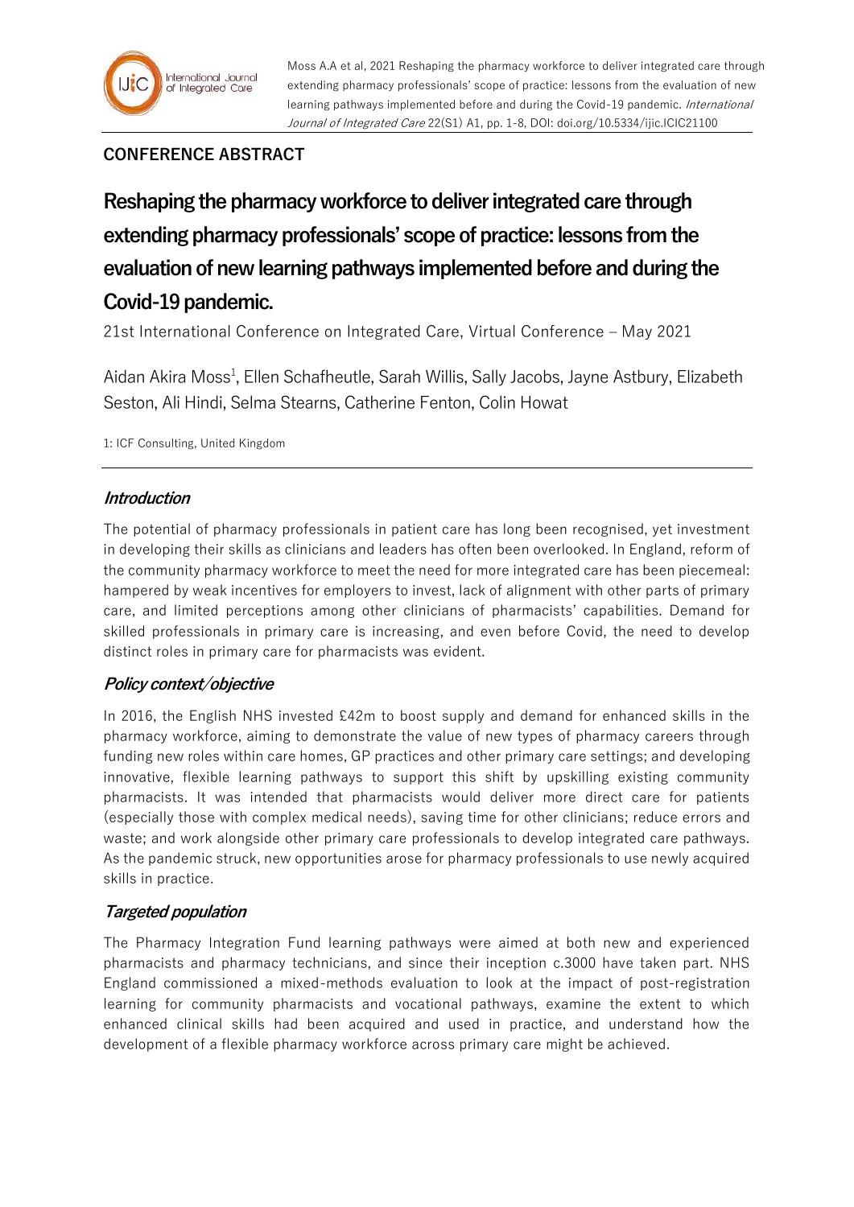Moss A.A et al, 2021 Reshaping the pharmacy workforce to deliver integrated care through extending pharmacy professionals' scope of practice: lessons from the evaluation of new learning pathways implemented before and during the Covid-19 pandemic. *International Journal of Integrated Care* 22(S1) A1, pp. 1-8, DOI: doi.org/10.5334/ijic.ICIC21100

## CONFERENCE ABSTRACT

# Reshaping the pharmacy workforce to deliver integrated care through extending pharmacy professionals' scope of practice: lessons from the evaluation of new learning pathways implemented before and during the Covid-19 pandemic.

21st International Conference on Integrated Care, Virtual Conference – May 2021

Aidan Akira Moss[1], Ellen Schafheutle, Sarah Willis, Sally Jacobs, Jayne Astbury, Elizabeth Seston, Ali Hindi, Selma Stearns, Catherine Fenton, Colin Howat

1: ICF Consulting, United Kingdom

### *Introduction*

The potential of pharmacy professionals in patient care has long been recognised, yet investment in developing their skills as clinicians and leaders has often been overlooked. In England, reform of the community pharmacy workforce to meet the need for more integrated care has been piecemeal: hampered by weak incentives for employers to invest, lack of alignment with other parts of primary care, and limited perceptions among other clinicians of pharmacists' capabilities. Demand for skilled professionals in primary care is increasing, and even before Covid, the need to develop distinct roles in primary care for pharmacists was evident.

### *Policy context/objective*

In 2016, the English NHS invested £42m to boost supply and demand for enhanced skills in the pharmacy workforce, aiming to demonstrate the value of new types of pharmacy careers through funding new roles within care homes, GP practices and other primary care settings; and developing innovative, flexible learning pathways to support this shift by upskilling existing community pharmacists. It was intended that pharmacists would deliver more direct care for patients (especially those with complex medical needs), saving time for other clinicians; reduce errors and waste; and work alongside other primary care professionals to develop integrated care pathways. As the pandemic struck, new opportunities arose for pharmacy professionals to use newly acquired skills in practice.

### *Targeted population*

The Pharmacy Integration Fund learning pathways were aimed at both new and experienced pharmacists and pharmacy technicians, and since their inception c.3000 have taken part. NHS England commissioned a mixed-methods evaluation to look at the impact of post-registration learning for community pharmacists and vocational pathways, examine the extent to which enhanced clinical skills had been acquired and used in practice, and understand how the development of a flexible pharmacy workforce across primary care might be achieved.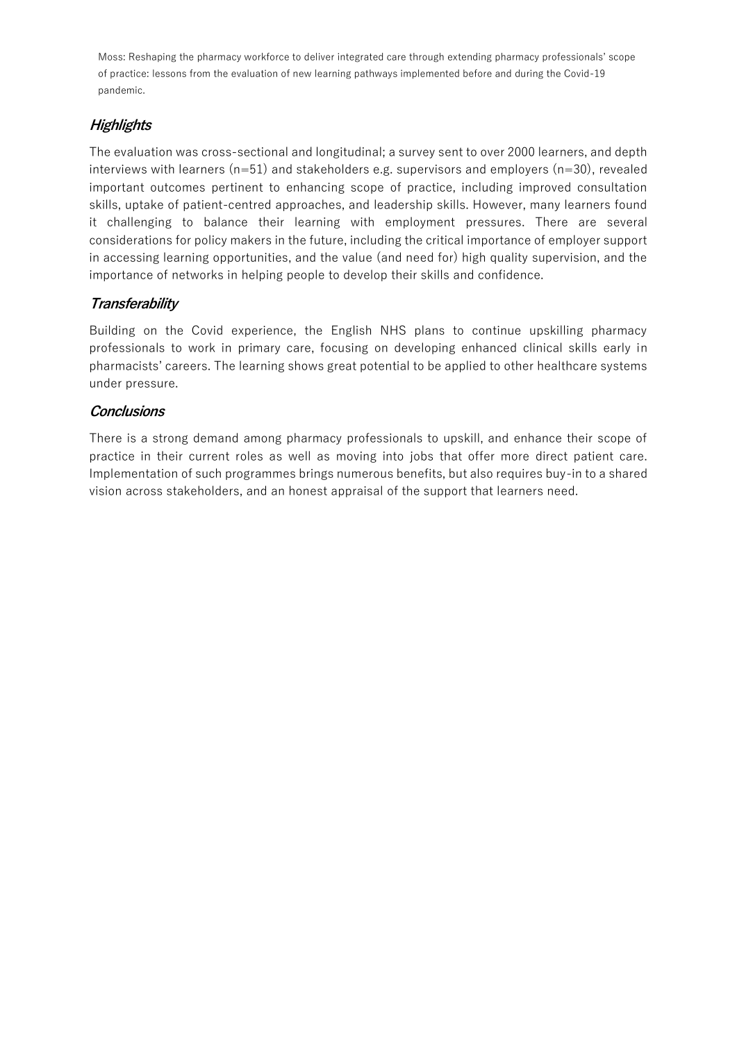Moss: Reshaping the pharmacy workforce to deliver integrated care through extending pharmacy professionals' scope of practice: lessons from the evaluation of new learning pathways implemented before and during the Covid-19 pandemic.

## *Highlights*

The evaluation was cross-sectional and longitudinal; a survey sent to over 2000 learners, and depth interviews with learners (n=51) and stakeholders e.g. supervisors and employers (n=30), revealed important outcomes pertinent to enhancing scope of practice, including improved consultation skills, uptake of patient-centred approaches, and leadership skills. However, many learners found it challenging to balance their learning with employment pressures. There are several considerations for policy makers in the future, including the critical importance of employer support in accessing learning opportunities, and the value (and need for) high quality supervision, and the importance of networks in helping people to develop their skills and confidence.

## *Transferability*

Building on the Covid experience, the English NHS plans to continue upskilling pharmacy professionals to work in primary care, focusing on developing enhanced clinical skills early in pharmacists' careers. The learning shows great potential to be applied to other healthcare systems under pressure.

## *Conclusions*

There is a strong demand among pharmacy professionals to upskill, and enhance their scope of practice in their current roles as well as moving into jobs that offer more direct patient care. Implementation of such programmes brings numerous benefits, but also requires buy-in to a shared vision across stakeholders, and an honest appraisal of the support that learners need.